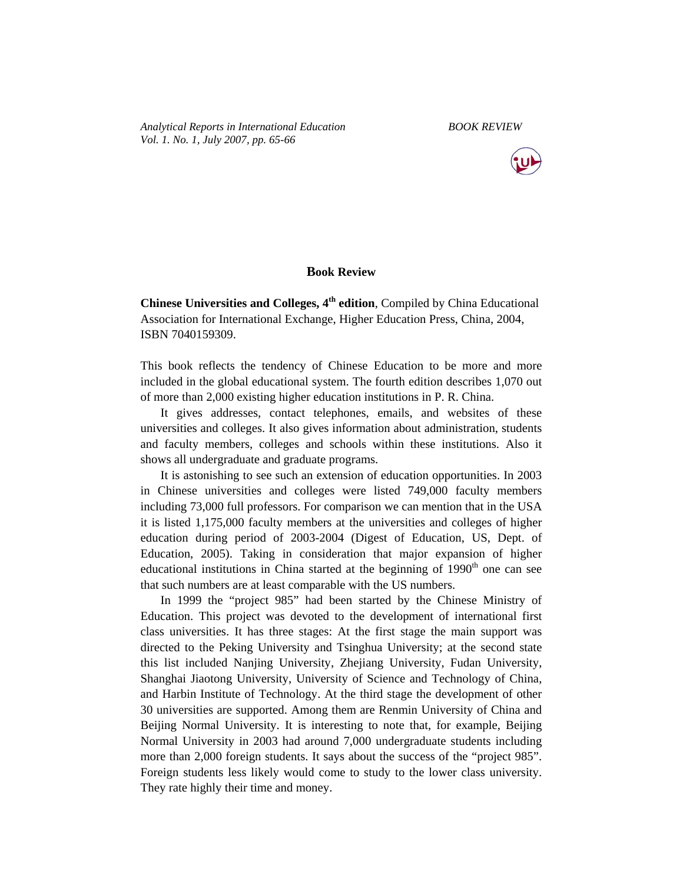## Book Review

**Chinese Universities and Colleges, 4th edition**, Compiled by China Educational Association for International Exchange, Higher Education Press, China, 2004, ISBN 7040159309.

This book reflects the tendency of Chinese Education to be more and more included in the global educational system. The fourth edition describes 1,070 out of more than 2,000 existing higher education institutions in P. R. China.

It gives addresses, contact telephones, emails, and websites of these universities and colleges. It also gives information about administration, students and faculty members, colleges and schools within these institutions. Also it shows all undergraduate and graduate programs.

It is astonishing to see such an extension of education opportunities. In 2003 in Chinese universities and colleges were listed 749,000 faculty members including 73,000 full professors. For comparison we can mention that in the USA it is listed 1,175,000 faculty members at the universities and colleges of higher education during period of 2003-2004 (Digest of Education, US, Dept. of Education, 2005). Taking in consideration that major expansion of higher educational institutions in China started at the beginning of 1990th one can see that such numbers are at least comparable with the US numbers.

In 1999 the "project 985" had been started by the Chinese Ministry of Education. This project was devoted to the development of international first class universities. It has three stages: At the first stage the main support was directed to the Peking University and Tsinghua University; at the second state this list included Nanjing University, Zhejiang University, Fudan University, Shanghai Jiaotong University, University of Science and Technology of China, and Harbin Institute of Technology. At the third stage the development of other 30 universities are supported. Among them are Renmin University of China and Beijing Normal University. It is interesting to note that, for example, Beijing Normal University in 2003 had around 7,000 undergraduate students including more than 2,000 foreign students. It says about the success of the "project 985". Foreign students less likely would come to study to the lower class university. They rate highly their time and money.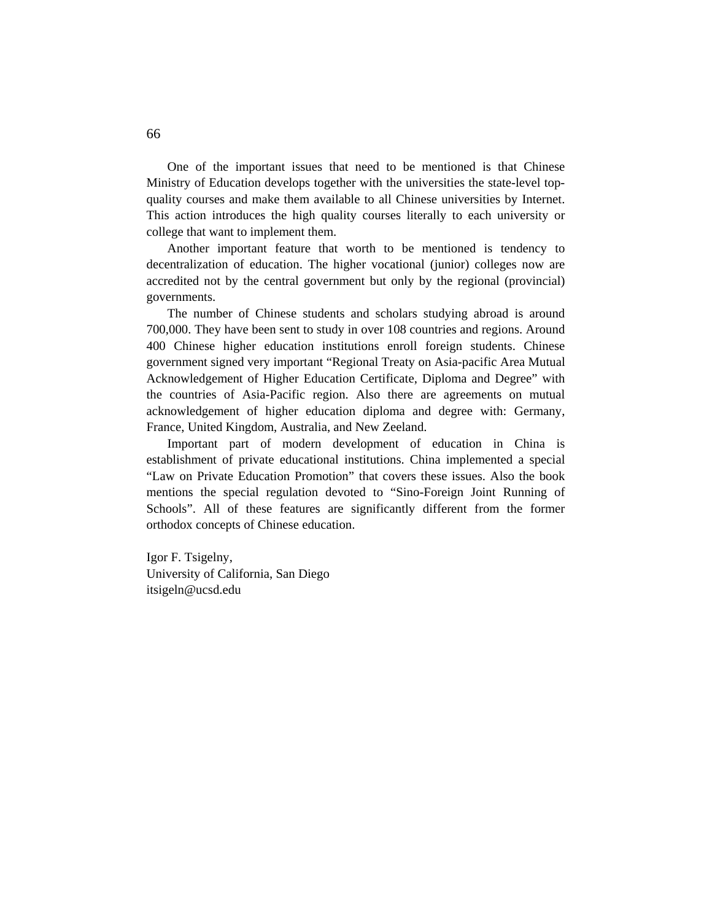One of the important issues that need to be mentioned is that Chinese Ministry of Education develops together with the universities the state-level top-quality courses and make them available to all Chinese universities by Internet. This action introduces the high quality courses literally to each university or college that want to implement them.

Another important feature that worth to be mentioned is tendency to decentralization of education. The higher vocational (junior) colleges now are accredited not by the central government but only by the regional (provincial) governments.

The number of Chinese students and scholars studying abroad is around 700,000. They have been sent to study in over 108 countries and regions. Around 400 Chinese higher education institutions enroll foreign students. Chinese government signed very important "Regional Treaty on Asia-pacific Area Mutual Acknowledgement of Higher Education Certificate, Diploma and Degree" with the countries of Asia-Pacific region. Also there are agreements on mutual acknowledgement of higher education diploma and degree with: Germany, France, United Kingdom, Australia, and New Zeeland.

Important part of modern development of education in China is establishment of private educational institutions. China implemented a special "Law on Private Education Promotion" that covers these issues. Also the book mentions the special regulation devoted to "Sino-Foreign Joint Running of Schools". All of these features are significantly different from the former orthodox concepts of Chinese education.

Igor F. Tsigelny,
University of California, San Diego
itsigeln@ucsd.edu